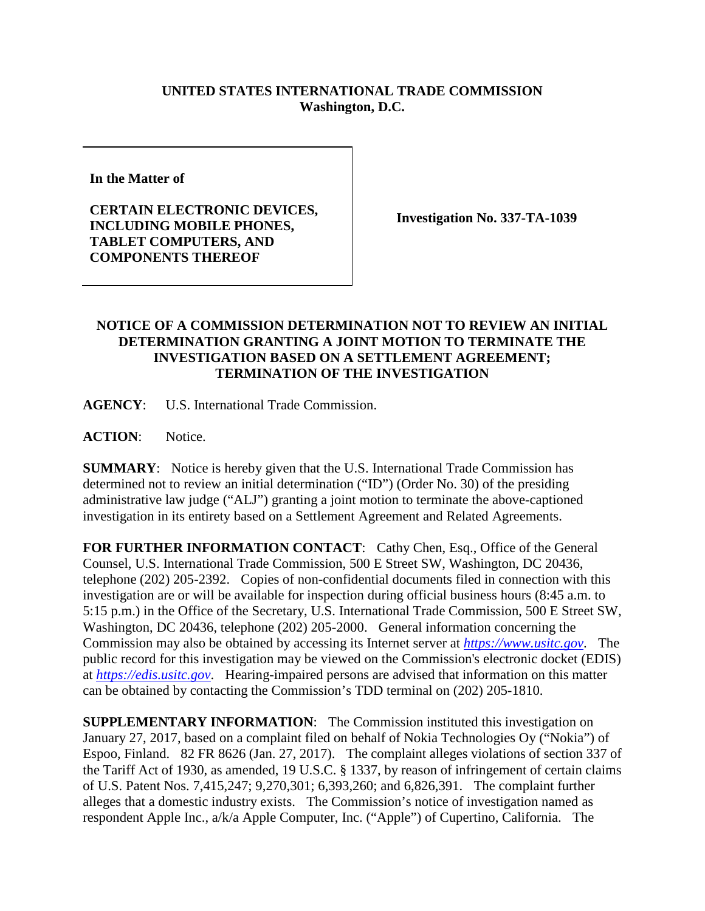**UNITED STATES INTERNATIONAL TRADE COMMISSION**
**Washington, D.C.**

| | |
|---|---|
| **In the Matter of**<br><br>**CERTAIN ELECTRONIC DEVICES, INCLUDING MOBILE PHONES, TABLET COMPUTERS, AND COMPONENTS THEREOF** | **Investigation No. 337-TA-1039** |

## NOTICE OF A COMMISSION DETERMINATION NOT TO REVIEW AN INITIAL DETERMINATION GRANTING A JOINT MOTION TO TERMINATE THE INVESTIGATION BASED ON A SETTLEMENT AGREEMENT; TERMINATION OF THE INVESTIGATION

**AGENCY**: U.S. International Trade Commission.

**ACTION**: Notice.

**SUMMARY**: Notice is hereby given that the U.S. International Trade Commission has determined not to review an initial determination ("ID") (Order No. 30) of the presiding administrative law judge ("ALJ") granting a joint motion to terminate the above-captioned investigation in its entirety based on a Settlement Agreement and Related Agreements.

**FOR FURTHER INFORMATION CONTACT**: Cathy Chen, Esq., Office of the General Counsel, U.S. International Trade Commission, 500 E Street SW, Washington, DC 20436, telephone (202) 205-2392. Copies of non-confidential documents filed in connection with this investigation are or will be available for inspection during official business hours (8:45 a.m. to 5:15 p.m.) in the Office of the Secretary, U.S. International Trade Commission, 500 E Street SW, Washington, DC 20436, telephone (202) 205-2000. General information concerning the Commission may also be obtained by accessing its Internet server at *https://www.usitc.gov*. The public record for this investigation may be viewed on the Commission's electronic docket (EDIS) at *https://edis.usitc.gov*. Hearing-impaired persons are advised that information on this matter can be obtained by contacting the Commission's TDD terminal on (202) 205-1810.

**SUPPLEMENTARY INFORMATION**: The Commission instituted this investigation on January 27, 2017, based on a complaint filed on behalf of Nokia Technologies Oy ("Nokia") of Espoo, Finland. 82 FR 8626 (Jan. 27, 2017). The complaint alleges violations of section 337 of the Tariff Act of 1930, as amended, 19 U.S.C. § 1337, by reason of infringement of certain claims of U.S. Patent Nos. 7,415,247; 9,270,301; 6,393,260; and 6,826,391. The complaint further alleges that a domestic industry exists. The Commission's notice of investigation named as respondent Apple Inc., a/k/a Apple Computer, Inc. ("Apple") of Cupertino, California. The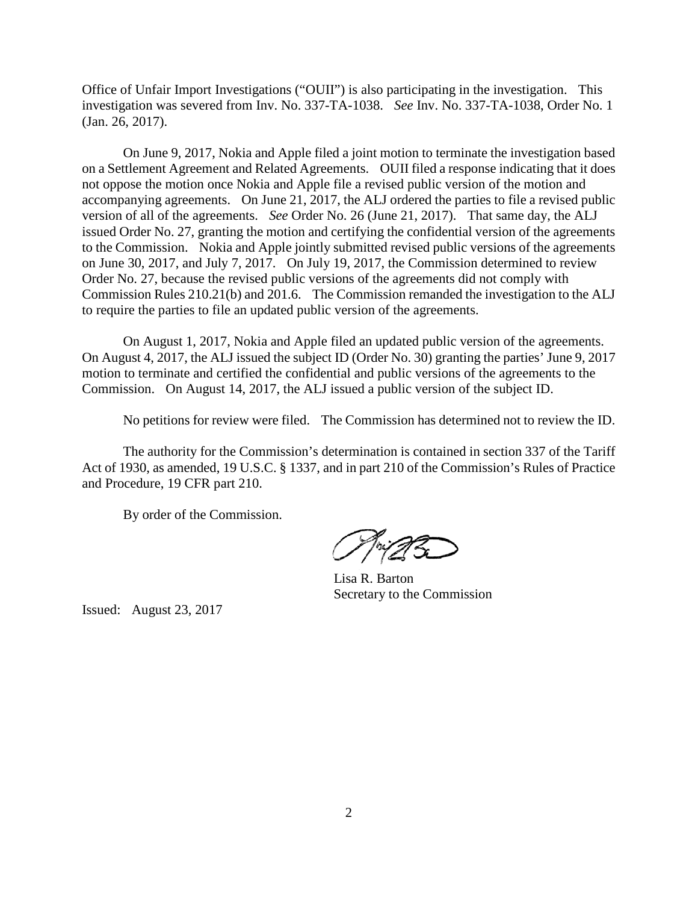Office of Unfair Import Investigations ("OUII") is also participating in the investigation. This investigation was severed from Inv. No. 337-TA-1038. *See* Inv. No. 337-TA-1038, Order No. 1 (Jan. 26, 2017).

On June 9, 2017, Nokia and Apple filed a joint motion to terminate the investigation based on a Settlement Agreement and Related Agreements. OUII filed a response indicating that it does not oppose the motion once Nokia and Apple file a revised public version of the motion and accompanying agreements. On June 21, 2017, the ALJ ordered the parties to file a revised public version of all of the agreements. *See* Order No. 26 (June 21, 2017). That same day, the ALJ issued Order No. 27, granting the motion and certifying the confidential version of the agreements to the Commission. Nokia and Apple jointly submitted revised public versions of the agreements on June 30, 2017, and July 7, 2017. On July 19, 2017, the Commission determined to review Order No. 27, because the revised public versions of the agreements did not comply with Commission Rules 210.21(b) and 201.6. The Commission remanded the investigation to the ALJ to require the parties to file an updated public version of the agreements.

On August 1, 2017, Nokia and Apple filed an updated public version of the agreements. On August 4, 2017, the ALJ issued the subject ID (Order No. 30) granting the parties' June 9, 2017 motion to terminate and certified the confidential and public versions of the agreements to the Commission. On August 14, 2017, the ALJ issued a public version of the subject ID.

No petitions for review were filed. The Commission has determined not to review the ID.

The authority for the Commission's determination is contained in section 337 of the Tariff Act of 1930, as amended, 19 U.S.C. § 1337, and in part 210 of the Commission's Rules of Practice and Procedure, 19 CFR part 210.

By order of the Commission.

Lisa R. Barton
Secretary to the Commission

Issued: August 23, 2017